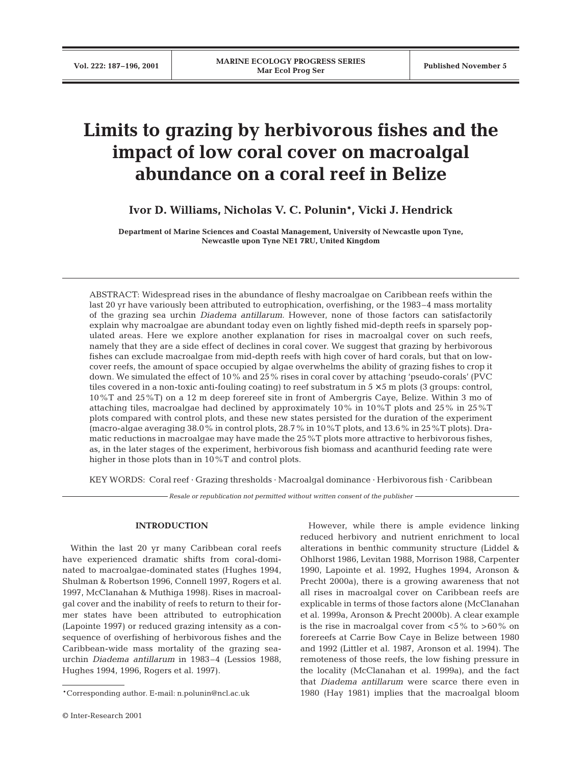# Limits to grazing by herbivorous fishes and the impact of low coral cover on macroalgal abundance on a coral reef in Belize

**Ivor D. Williams, Nicholas V. C. Polunin\*, Vicki J. Hendrick**

**Department of Marine Sciences and Coastal Management, University of Newcastle upon Tyne, Newcastle upon Tyne NE1 7RU, United Kingdom**

ABSTRACT: Widespread rises in the abundance of fleshy macroalgae on Caribbean reefs within the last 20 yr have variously been attributed to eutrophication, overfishing, or the 1983–4 mass mortality of the grazing sea urchin *Diadema antillarum*. However, none of those factors can satisfactorily explain why macroalgae are abundant today even on lightly fished mid-depth reefs in sparsely populated areas. Here we explore another explanation for rises in macroalgal cover on such reefs, namely that they are a side effect of declines in coral cover. We suggest that grazing by herbivorous fishes can exclude macroalgae from mid-depth reefs with high cover of hard corals, but that on low-cover reefs, the amount of space occupied by algae overwhelms the ability of grazing fishes to crop it down. We simulated the effect of 10% and 25% rises in coral cover by attaching 'pseudo-corals' (PVC tiles covered in a non-toxic anti-fouling coating) to reef substratum in 5 × 5 m plots (3 groups: control, 10%T and 25%T) on a 12 m deep forereef site in front of Ambergris Caye, Belize. Within 3 mo of attaching tiles, macroalgae had declined by approximately 10% in 10%T plots and 25% in 25%T plots compared with control plots, and these new states persisted for the duration of the experiment (macro-algae averaging 38.0% in control plots, 28.7% in 10%T plots, and 13.6% in 25%T plots). Dramatic reductions in macroalgae may have made the 25%T plots more attractive to herbivorous fishes, as, in the later stages of the experiment, herbivorous fish biomass and acanthurid feeding rate were higher in those plots than in 10%T and control plots.

KEY WORDS: Coral reef · Grazing thresholds · Macroalgal dominance · Herbivorous fish · Caribbean

*Resale or republication not permitted without written consent of the publisher*

## INTRODUCTION

Within the last 20 yr many Caribbean coral reefs have experienced dramatic shifts from coral-dominated to macroalgae-dominated states (Hughes 1994, Shulman & Robertson 1996, Connell 1997, Rogers et al. 1997, McClanahan & Muthiga 1998). Rises in macroalgal cover and the inability of reefs to return to their former states have been attributed to eutrophication (Lapointe 1997) or reduced grazing intensity as a consequence of overfishing of herbivorous fishes and the Caribbean-wide mass mortality of the grazing sea-urchin *Diadema antillarum* in 1983–4 (Lessios 1988, Hughes 1994, 1996, Rogers et al. 1997).

However, while there is ample evidence linking reduced herbivory and nutrient enrichment to local alterations in benthic community structure (Liddel & Ohlhorst 1986, Levitan 1988, Morrison 1988, Carpenter 1990, Lapointe et al. 1992, Hughes 1994, Aronson & Precht 2000a), there is a growing awareness that not all rises in macroalgal cover on Caribbean reefs are explicable in terms of those factors alone (McClanahan et al. 1999a, Aronson & Precht 2000b). A clear example is the rise in macroalgal cover from <5% to >60% on forereefs at Carrie Bow Caye in Belize between 1980 and 1992 (Littler et al. 1987, Aronson et al. 1994). The remoteness of those reefs, the low fishing pressure in the locality (McClanahan et al. 1999a), and the fact that *Diadema antillarum* were scarce there even in 1980 (Hay 1981) implies that the macroalgal bloom

\*Corresponding author. E-mail: n.polunin@ncl.ac.uk

© Inter-Research 2001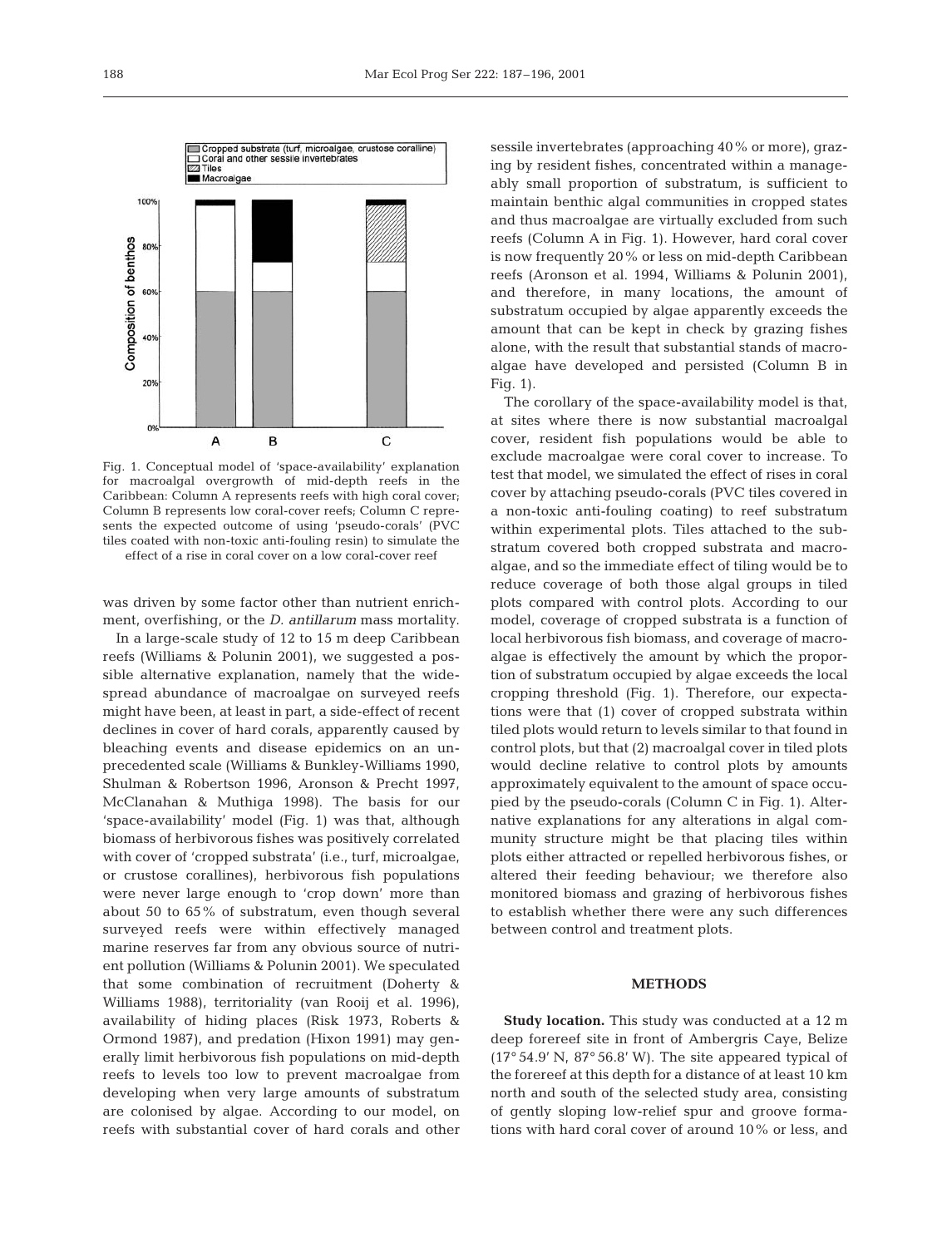Fig. 1. Conceptual model of 'space-availability' explanation for macroalgal overgrowth of mid-depth reefs in the Caribbean: Column A represents reefs with high coral cover; Column B represents low coral-cover reefs; Column C represents the expected outcome of using 'pseudo-corals' (PVC tiles coated with non-toxic anti-fouling resin) to simulate the effect of a rise in coral cover on a low coral-cover reef

was driven by some factor other than nutrient enrichment, overfishing, or the *D. antillarum* mass mortality.

In a large-scale study of 12 to 15 m deep Caribbean reefs (Williams & Polunin 2001), we suggested a possible alternative explanation, namely that the widespread abundance of macroalgae on surveyed reefs might have been, at least in part, a side-effect of recent declines in cover of hard corals, apparently caused by bleaching events and disease epidemics on an unprecedented scale (Williams & Bunkley-Williams 1990, Shulman & Robertson 1996, Aronson & Precht 1997, McClanahan & Muthiga 1998). The basis for our 'space-availability' model (Fig. 1) was that, although biomass of herbivorous fishes was positively correlated with cover of 'cropped substrata' (i.e., turf, microalgae, or crustose corallines), herbivorous fish populations were never large enough to 'crop down' more than about 50 to 65% of substratum, even though several surveyed reefs were within effectively managed marine reserves far from any obvious source of nutrient pollution (Williams & Polunin 2001). We speculated that some combination of recruitment (Doherty & Williams 1988), territoriality (van Rooij et al. 1996), availability of hiding places (Risk 1973, Roberts & Ormond 1987), and predation (Hixon 1991) may generally limit herbivorous fish populations on mid-depth reefs to levels too low to prevent macroalgae from developing when very large amounts of substratum are colonised by algae. According to our model, on reefs with substantial cover of hard corals and other sessile invertebrates (approaching 40% or more), grazing by resident fishes, concentrated within a manageably small proportion of substratum, is sufficient to maintain benthic algal communities in cropped states and thus macroalgae are virtually excluded from such reefs (Column A in Fig. 1). However, hard coral cover is now frequently 20% or less on mid-depth Caribbean reefs (Aronson et al. 1994, Williams & Polunin 2001), and therefore, in many locations, the amount of substratum occupied by algae apparently exceeds the amount that can be kept in check by grazing fishes alone, with the result that substantial stands of macroalgae have developed and persisted (Column B in Fig. 1).

The corollary of the space-availability model is that, at sites where there is now substantial macroalgal cover, resident fish populations would be able to exclude macroalgae were coral cover to increase. To test that model, we simulated the effect of rises in coral cover by attaching pseudo-corals (PVC tiles covered in a non-toxic anti-fouling coating) to reef substratum within experimental plots. Tiles attached to the substratum covered both cropped substrata and macroalgae, and so the immediate effect of tiling would be to reduce coverage of both those algal groups in tiled plots compared with control plots. According to our model, coverage of cropped substrata is a function of local herbivorous fish biomass, and coverage of macroalgae is effectively the amount by which the proportion of substratum occupied by algae exceeds the local cropping threshold (Fig. 1). Therefore, our expectations were that (1) cover of cropped substrata within tiled plots would return to levels similar to that found in control plots, but that (2) macroalgal cover in tiled plots would decline relative to control plots by amounts approximately equivalent to the amount of space occupied by the pseudo-corals (Column C in Fig. 1). Alternative explanations for any alterations in algal community structure might be that placing tiles within plots either attracted or repelled herbivorous fishes, or altered their feeding behaviour; we therefore also monitored biomass and grazing of herbivorous fishes to establish whether there were any such differences between control and treatment plots.

## METHODS

**Study location.** This study was conducted at a 12 m deep forereef site in front of Ambergris Caye, Belize (17° 54.9' N, 87° 56.8' W). The site appeared typical of the forereef at this depth for a distance of at least 10 km north and south of the selected study area, consisting of gently sloping low-relief spur and groove formations with hard coral cover of around 10% or less, and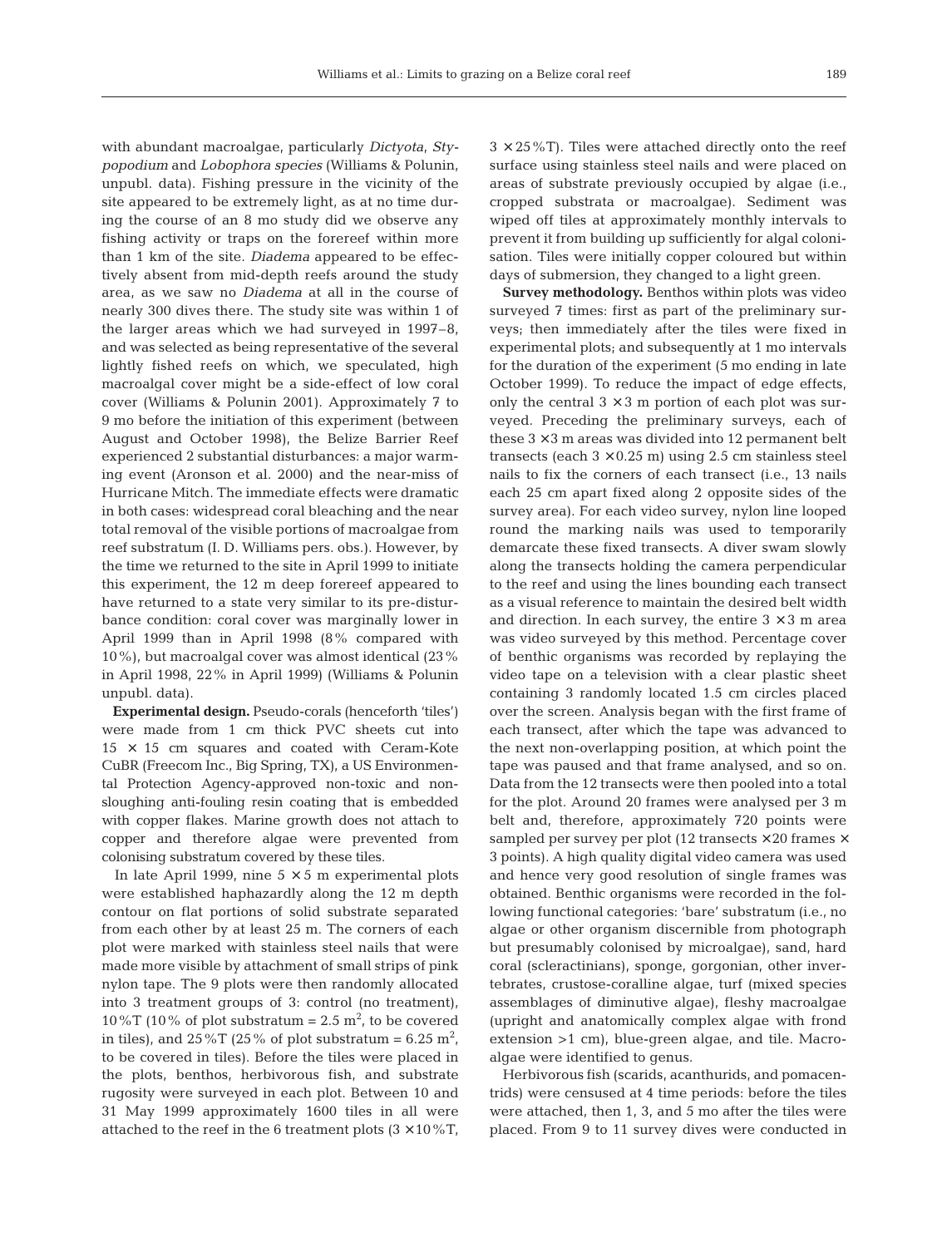with abundant macroalgae, particularly *Dictyota*, *Stypopodium* and *Lobophora species* (Williams & Polunin, unpubl. data). Fishing pressure in the vicinity of the site appeared to be extremely light, as at no time during the course of an 8 mo study did we observe any fishing activity or traps on the forereef within more than 1 km of the site. *Diadema* appeared to be effectively absent from mid-depth reefs around the study area, as we saw no *Diadema* at all in the course of nearly 300 dives there. The study site was within 1 of the larger areas which we had surveyed in 1997–8, and was selected as being representative of the several lightly fished reefs on which, we speculated, high macroalgal cover might be a side-effect of low coral cover (Williams & Polunin 2001). Approximately 7 to 9 mo before the initiation of this experiment (between August and October 1998), the Belize Barrier Reef experienced 2 substantial disturbances: a major warming event (Aronson et al. 2000) and the near-miss of Hurricane Mitch. The immediate effects were dramatic in both cases: widespread coral bleaching and the near total removal of the visible portions of macroalgae from reef substratum (I. D. Williams pers. obs.). However, by the time we returned to the site in April 1999 to initiate this experiment, the 12 m deep forereef appeared to have returned to a state very similar to its pre-disturbance condition: coral cover was marginally lower in April 1999 than in April 1998 (8% compared with 10%), but macroalgal cover was almost identical (23% in April 1998, 22% in April 1999) (Williams & Polunin unpubl. data).

**Experimental design.** Pseudo-corals (henceforth 'tiles') were made from 1 cm thick PVC sheets cut into 15 × 15 cm squares and coated with Ceram-Kote CuBR (Freecom Inc., Big Spring, TX), a US Environmental Protection Agency-approved non-toxic and non-sloughing anti-fouling resin coating that is embedded with copper flakes. Marine growth does not attach to copper and therefore algae were prevented from colonising substratum covered by these tiles.

In late April 1999, nine 5 × 5 m experimental plots were established haphazardly along the 12 m depth contour on flat portions of solid substrate separated from each other by at least 25 m. The corners of each plot were marked with stainless steel nails that were made more visible by attachment of small strips of pink nylon tape. The 9 plots were then randomly allocated into 3 treatment groups of 3: control (no treatment), 10%T (10% of plot substratum = 2.5 $m^2$, to be covered in tiles), and 25%T (25% of plot substratum = 6.25 $m^2$, to be covered in tiles). Before the tiles were placed in the plots, benthos, herbivorous fish, and substrate rugosity were surveyed in each plot. Between 10 and 31 May 1999 approximately 1600 tiles in all were attached to the reef in the 6 treatment plots (3 × 10%T, 3 × 25%T). Tiles were attached directly onto the reef surface using stainless steel nails and were placed on areas of substrate previously occupied by algae (i.e., cropped substrata or macroalgae). Sediment was wiped off tiles at approximately monthly intervals to prevent it from building up sufficiently for algal colonisation. Tiles were initially copper coloured but within days of submersion, they changed to a light green.

**Survey methodology.** Benthos within plots was video surveyed 7 times: first as part of the preliminary surveys; then immediately after the tiles were fixed in experimental plots; and subsequently at 1 mo intervals for the duration of the experiment (5 mo ending in late October 1999). To reduce the impact of edge effects, only the central 3 × 3 m portion of each plot was surveyed. Preceding the preliminary surveys, each of these 3 × 3 m areas was divided into 12 permanent belt transects (each 3 × 0.25 m) using 2.5 cm stainless steel nails to fix the corners of each transect (i.e., 13 nails each 25 cm apart fixed along 2 opposite sides of the survey area). For each video survey, nylon line looped round the marking nails was used to temporarily demarcate these fixed transects. A diver swam slowly along the transects holding the camera perpendicular to the reef and using the lines bounding each transect as a visual reference to maintain the desired belt width and direction. In each survey, the entire 3 × 3 m area was video surveyed by this method. Percentage cover of benthic organisms was recorded by replaying the video tape on a television with a clear plastic sheet containing 3 randomly located 1.5 cm circles placed over the screen. Analysis began with the first frame of each transect, after which the tape was advanced to the next non-overlapping position, at which point the tape was paused and that frame analysed, and so on. Data from the 12 transects were then pooled into a total for the plot. Around 20 frames were analysed per 3 m belt and, therefore, approximately 720 points were sampled per survey per plot (12 transects × 20 frames × 3 points). A high quality digital video camera was used and hence very good resolution of single frames was obtained. Benthic organisms were recorded in the following functional categories: 'bare' substratum (i.e., no algae or other organism discernible from photograph but presumably colonised by microalgae), sand, hard coral (scleractinians), sponge, gorgonian, other invertebrates, crustose-coralline algae, turf (mixed species assemblages of diminutive algae), fleshy macroalgae (upright and anatomically complex algae with frond extension >1 cm), blue-green algae, and tile. Macroalgae were identified to genus.

Herbivorous fish (scarids, acanthurids, and pomacentrids) were censused at 4 time periods: before the tiles were attached, then 1, 3, and 5 mo after the tiles were placed. From 9 to 11 survey dives were conducted in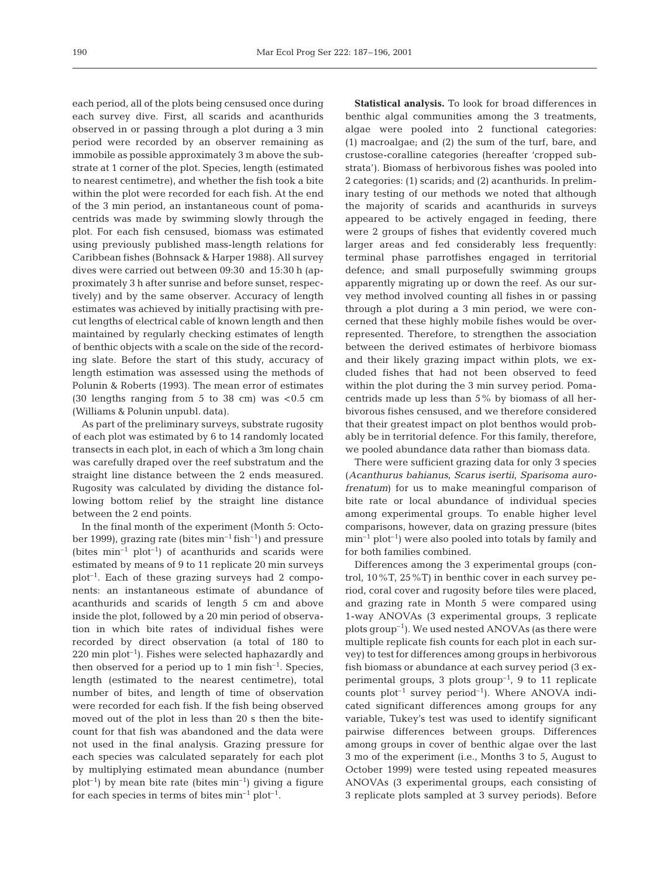each period, all of the plots being censused once during each survey dive. First, all scarids and acanthurids observed in or passing through a plot during a 3 min period were recorded by an observer remaining as immobile as possible approximately 3 m above the substrate at 1 corner of the plot. Species, length (estimated to nearest centimetre), and whether the fish took a bite within the plot were recorded for each fish. At the end of the 3 min period, an instantaneous count of pomacentrids was made by swimming slowly through the plot. For each fish censused, biomass was estimated using previously published mass-length relations for Caribbean fishes (Bohnsack & Harper 1988). All survey dives were carried out between 09:30 and 15:30 h (approximately 3 h after sunrise and before sunset, respectively) and by the same observer. Accuracy of length estimates was achieved by initially practising with precut lengths of electrical cable of known length and then maintained by regularly checking estimates of length of benthic objects with a scale on the side of the recording slate. Before the start of this study, accuracy of length estimation was assessed using the methods of Polunin & Roberts (1993). The mean error of estimates (30 lengths ranging from 5 to 38 cm) was <0.5 cm (Williams & Polunin unpubl. data).

As part of the preliminary surveys, substrate rugosity of each plot was estimated by 6 to 14 randomly located transects in each plot, in each of which a 3m long chain was carefully draped over the reef substratum and the straight line distance between the 2 ends measured. Rugosity was calculated by dividing the distance following bottom relief by the straight line distance between the 2 end points.

In the final month of the experiment (Month 5: October 1999), grazing rate (bites $\text{min}^{-1}$ $\text{fish}^{-1}$) and pressure (bites $\text{min}^{-1}$ $\text{plot}^{-1}$) of acanthurids and scarids were estimated by means of 9 to 11 replicate 20 min surveys $\text{plot}^{-1}$. Each of these grazing surveys had 2 components: an instantaneous estimate of abundance of acanthurids and scarids of length 5 cm and above inside the plot, followed by a 20 min period of observation in which bite rates of individual fishes were recorded by direct observation (a total of 180 to 220 min $\text{plot}^{-1}$). Fishes were selected haphazardly and then observed for a period up to 1 min $\text{fish}^{-1}$. Species, length (estimated to the nearest centimetre), total number of bites, and length of time of observation were recorded for each fish. If the fish being observed moved out of the plot in less than 20 s then the bite-count for that fish was abandoned and the data were not used in the final analysis. Grazing pressure for each species was calculated separately for each plot by multiplying estimated mean abundance (number $\text{plot}^{-1}$) by mean bite rate (bites $\text{min}^{-1}$) giving a figure for each species in terms of bites $\text{min}^{-1}$ $\text{plot}^{-1}$.

**Statistical analysis.** To look for broad differences in benthic algal communities among the 3 treatments, algae were pooled into 2 functional categories: (1) macroalgae; and (2) the sum of the turf, bare, and crustose-coralline categories (hereafter 'cropped substrata'). Biomass of herbivorous fishes was pooled into 2 categories: (1) scarids; and (2) acanthurids. In preliminary testing of our methods we noted that although the majority of scarids and acanthurids in surveys appeared to be actively engaged in feeding, there were 2 groups of fishes that evidently covered much larger areas and fed considerably less frequently: terminal phase parrotfishes engaged in territorial defence; and small purposefully swimming groups apparently migrating up or down the reef. As our survey method involved counting all fishes in or passing through a plot during a 3 min period, we were concerned that these highly mobile fishes would be overrepresented. Therefore, to strengthen the association between the derived estimates of herbivore biomass and their likely grazing impact within plots, we excluded fishes that had not been observed to feed within the plot during the 3 min survey period. Pomacentrids made up less than 5% by biomass of all herbivorous fishes censused, and we therefore considered that their greatest impact on plot benthos would probably be in territorial defence. For this family, therefore, we pooled abundance data rather than biomass data.

There were sufficient grazing data for only 3 species (*Acanthurus bahianus*, *Scarus isertii*, *Sparisoma aurofrenatum*) for us to make meaningful comparison of bite rate or local abundance of individual species among experimental groups. To enable higher level comparisons, however, data on grazing pressure (bites $\text{min}^{-1}$ $\text{plot}^{-1}$) were also pooled into totals by family and for both families combined.

Differences among the 3 experimental groups (control, 10%T, 25%T) in benthic cover in each survey period, coral cover and rugosity before tiles were placed, and grazing rate in Month 5 were compared using 1-way ANOVAs (3 experimental groups, 3 replicate plots $\text{group}^{-1}$). We used nested ANOVAs (as there were multiple replicate fish counts for each plot in each survey) to test for differences among groups in herbivorous fish biomass or abundance at each survey period (3 experimental groups, 3 plots $\text{group}^{-1}$, 9 to 11 replicate counts $\text{plot}^{-1}$ survey $\text{period}^{-1}$). Where ANOVA indicated significant differences among groups for any variable, Tukey's test was used to identify significant pairwise differences between groups. Differences among groups in cover of benthic algae over the last 3 mo of the experiment (i.e., Months 3 to 5, August to October 1999) were tested using repeated measures ANOVAs (3 experimental groups, each consisting of 3 replicate plots sampled at 3 survey periods). Before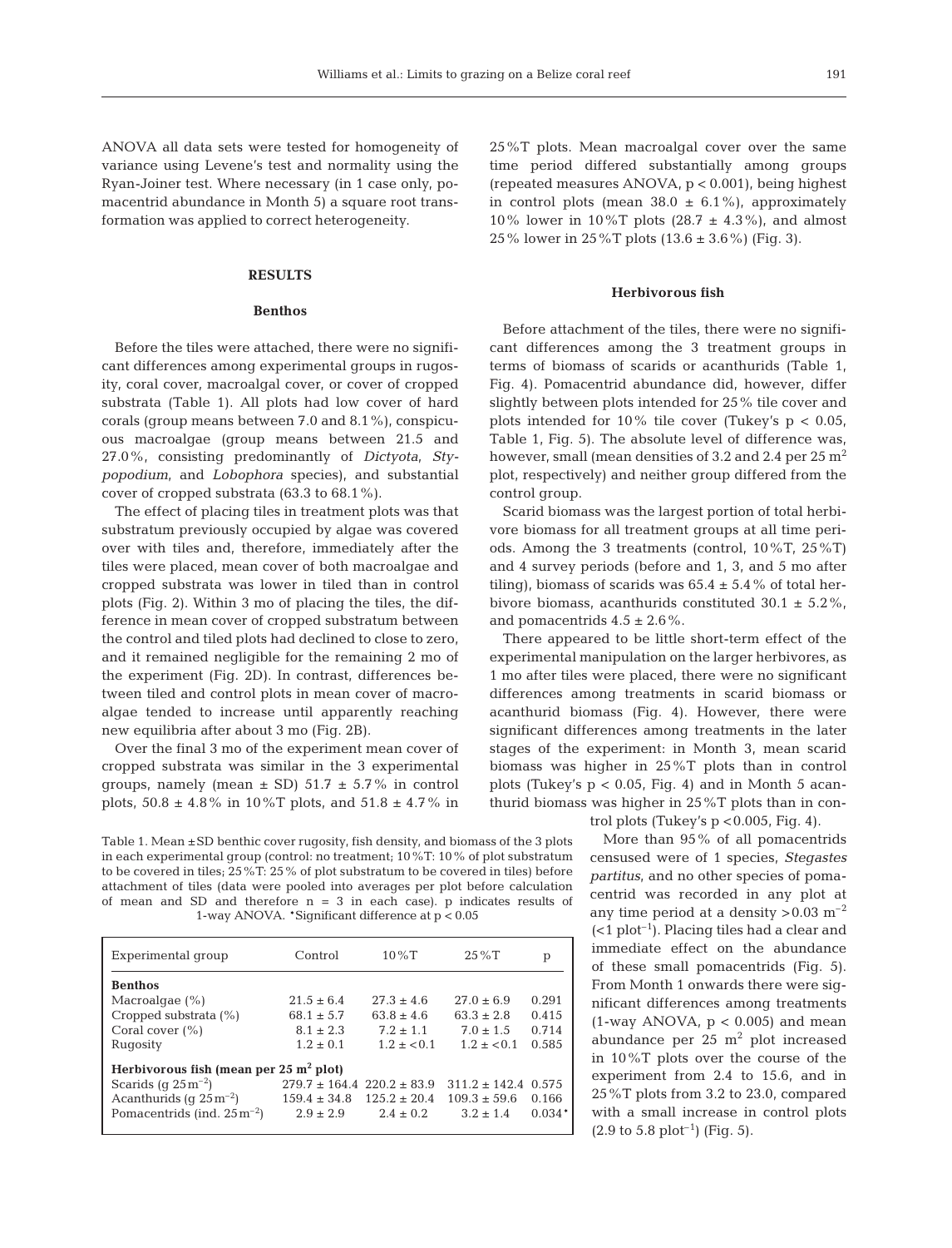ANOVA all data sets were tested for homogeneity of variance using Levene's test and normality using the Ryan-Joiner test. Where necessary (in 1 case only, pomacentrid abundance in Month 5) a square root transformation was applied to correct heterogeneity.

## RESULTS

### Benthos

Before the tiles were attached, there were no significant differences among experimental groups in rugosity, coral cover, macroalgal cover, or cover of cropped substrata (Table 1). All plots had low cover of hard corals (group means between 7.0 and 8.1%), conspicuous macroalgae (group means between 21.5 and 27.0%, consisting predominantly of *Dictyota*, *Stypopodium*, and *Lobophora* species), and substantial cover of cropped substrata (63.3 to 68.1%).

The effect of placing tiles in treatment plots was that substratum previously occupied by algae was covered over with tiles and, therefore, immediately after the tiles were placed, mean cover of both macroalgae and cropped substrata was lower in tiled than in control plots (Fig. 2). Within 3 mo of placing the tiles, the difference in mean cover of cropped substratum between the control and tiled plots had declined to close to zero, and it remained negligible for the remaining 2 mo of the experiment (Fig. 2D). In contrast, differences between tiled and control plots in mean cover of macroalgae tended to increase until apparently reaching new equilibria after about 3 mo (Fig. 2B).

Over the final 3 mo of the experiment mean cover of cropped substrata was similar in the 3 experimental groups, namely (mean ± SD) 51.7 ± 5.7% in control plots, 50.8 ± 4.8% in 10%T plots, and 51.8 ± 4.7% in 25%T plots. Mean macroalgal cover over the same time period differed substantially among groups (repeated measures ANOVA, $p < 0.001$), being highest in control plots (mean 38.0 ± 6.1%), approximately 10% lower in 10%T plots (28.7 ± 4.3%), and almost 25% lower in 25%T plots (13.6 ± 3.6%) (Fig. 3).

### Herbivorous fish

Before attachment of the tiles, there were no significant differences among the 3 treatment groups in terms of biomass of scarids or acanthurids (Table 1, Fig. 4). Pomacentrid abundance did, however, differ slightly between plots intended for 25% tile cover and plots intended for 10% tile cover (Tukey's $p < 0.05$, Table 1, Fig. 5). The absolute level of difference was, however, small (mean densities of 3.2 and 2.4 per 25 $m^2$ plot, respectively) and neither group differed from the control group.

Scarid biomass was the largest portion of total herbivore biomass for all treatment groups at all time periods. Among the 3 treatments (control, 10%T, 25%T) and 4 survey periods (before and 1, 3, and 5 mo after tiling), biomass of scarids was 65.4 ± 5.4% of total herbivore biomass, acanthurids constituted 30.1 ± 5.2%, and pomacentrids 4.5 ± 2.6%.

There appeared to be little short-term effect of the experimental manipulation on the larger herbivores, as 1 mo after tiles were placed, there were no significant differences among treatments in scarid biomass or acanthurid biomass (Fig. 4). However, there were significant differences among treatments in the later stages of the experiment: in Month 3, mean scarid biomass was higher in 25%T plots than in control plots (Tukey's $p < 0.05$, Fig. 4) and in Month 5 acanthurid biomass was higher in 25%T plots than in control plots (Tukey's $p < 0.005$, Fig. 4).

More than 95% of all pomacentrids censused were of 1 species, *Stegastes partitus*, and no other species of pomacentrid was recorded in any plot at any time period at a density $>0.03$ $m^{-2}$ ($<1$ $plot^{-1}$). Placing tiles had a clear and immediate effect on the abundance of these small pomacentrids (Fig. 5). From Month 1 onwards there were significant differences among treatments (1-way ANOVA, $p < 0.005$) and mean abundance per 25 $m^2$ plot increased in 10%T plots over the course of the experiment from 2.4 to 15.6, and in 25%T plots from 3.2 to 23.0, compared with a small increase in control plots (2.9 to 5.8 $plot^{-1}$) (Fig. 5).

Table 1. Mean ±SD benthic cover rugosity, fish density, and biomass of the 3 plots in each experimental group (control: no treatment; 10%T: 10% of plot substratum to be covered in tiles; 25%T: 25% of plot substratum to be covered in tiles) before attachment of tiles (data were pooled into averages per plot before calculation of mean and SD and therefore n = 3 in each case). p indicates results of 1-way ANOVA. *Significant difference at $p < 0.05$

| Experimental group | Control | 10%T | 25%T | p |
|---|---|---|---|---|
| **Benthos** | | | | |
| Macroalgae (%) | 21.5 ± 6.4 | 27.3 ± 4.6 | 27.0 ± 6.9 | 0.291 |
| Cropped substrata (%) | 68.1 ± 5.7 | 63.8 ± 4.6 | 63.3 ± 2.8 | 0.415 |
| Coral cover (%) | 8.1 ± 2.3 | 7.2 ± 1.1 | 7.0 ± 1.5 | 0.714 |
| Rugosity | 1.2 ± 0.1 | 1.2 ± <0.1 | 1.2 ± <0.1 | 0.585 |
| **Herbivorous fish (mean per 25 $m^2$ plot)** | | | | |
| Scarids (g 25$m^{-2}$) | 279.7 ± 164.4 | 220.2 ± 83.9 | 311.2 ± 142.4 | 0.575 |
| Acanthurids (g 25$m^{-2}$) | 159.4 ± 34.8 | 125.2 ± 20.4 | 109.3 ± 59.6 | 0.166 |
| Pomacentrids (ind. 25$m^{-2}$) | 2.9 ± 2.9 | 2.4 ± 0.2 | 3.2 ± 1.4 | 0.034* |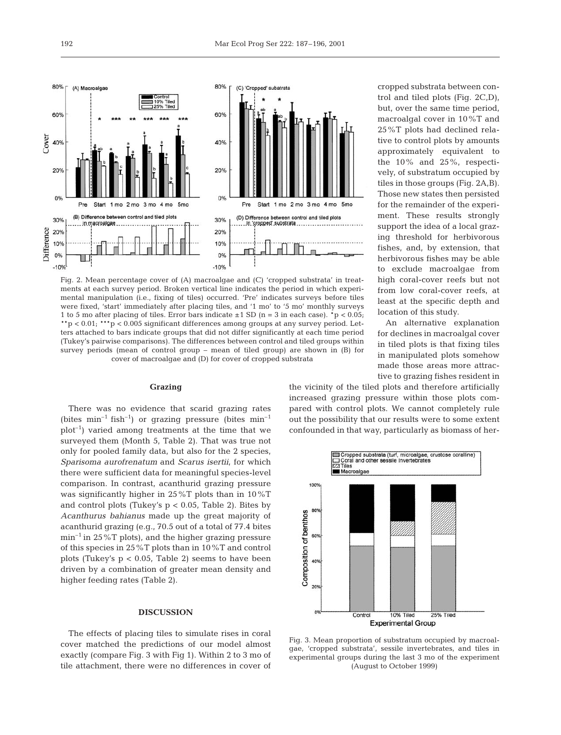Fig. 2. Mean percentage cover of (A) macroalgae and (C) 'cropped substrata' in treatments at each survey period. Broken vertical line indicates the period in which experimental manipulation (i.e., fixing of tiles) occurred. 'Pre' indicates surveys before tiles were fixed, 'start' immediately after placing tiles, and '1 mo' to '5 mo' monthly surveys 1 to 5 mo after placing of tiles. Error bars indicate ±1 SD (n = 3 in each case). *p < 0.05; **p < 0.01; ***p < 0.005 significant differences among groups at any survey period. Letters attached to bars indicate groups that did not differ significantly at each time period (Tukey's pairwise comparisons). The differences between control and tiled groups within survey periods (mean of control group – mean of tiled group) are shown in (B) for cover of macroalgae and (D) for cover of cropped substrata

### Grazing

There was no evidence that scarid grazing rates (bites $\text{min}^{-1}$ $\text{fish}^{-1}$) or grazing pressure (bites $\text{min}^{-1}$ $\text{plot}^{-1}$) varied among treatments at the time that we surveyed them (Month 5, Table 2). That was true not only for pooled family data, but also for the 2 species, *Sparisoma aurofrenatum* and *Scarus isertii*, for which there were sufficient data for meaningful species-level comparison. In contrast, acanthurid grazing pressure was significantly higher in 25%T plots than in 10%T and control plots (Tukey's $p < 0.05$, Table 2). Bites by *Acanthurus bahianus* made up the great majority of acanthurid grazing (e.g., 70.5 out of a total of 77.4 bites $\text{min}^{-1}$ in 25%T plots), and the higher grazing pressure of this species in 25%T plots than in 10%T and control plots (Tukey's $p < 0.05$, Table 2) seems to have been driven by a combination of greater mean density and higher feeding rates (Table 2).

## DISCUSSION

The effects of placing tiles to simulate rises in coral cover matched the predictions of our model almost exactly (compare Fig. 3 with Fig 1). Within 2 to 3 mo of tile attachment, there were no differences in cover of cropped substrata between control and tiled plots (Fig. 2C,D), but, over the same time period, macroalgal cover in 10%T and 25%T plots had declined relative to control plots by amounts approximately equivalent to the 10% and 25%, respectively, of substratum occupied by tiles in those groups (Fig. 2A,B). Those new states then persisted for the remainder of the experiment. These results strongly support the idea of a local grazing threshold for herbivorous fishes, and, by extension, that herbivorous fishes may be able to exclude macroalgae from high coral-cover reefs but not from low coral-cover reefs, at least at the specific depth and location of this study.

An alternative explanation for declines in macroalgal cover in tiled plots is that fixing tiles in manipulated plots somehow made those areas more attractive to grazing fishes resident in the vicinity of the tiled plots and therefore artificially increased grazing pressure within those plots compared with control plots. We cannot completely rule out the possibility that our results were to some extent confounded in that way, particularly as biomass of her-

Fig. 3. Mean proportion of substratum occupied by macroalgae, 'cropped substrata', sessile invertebrates, and tiles in experimental groups during the last 3 mo of the experiment (August to October 1999)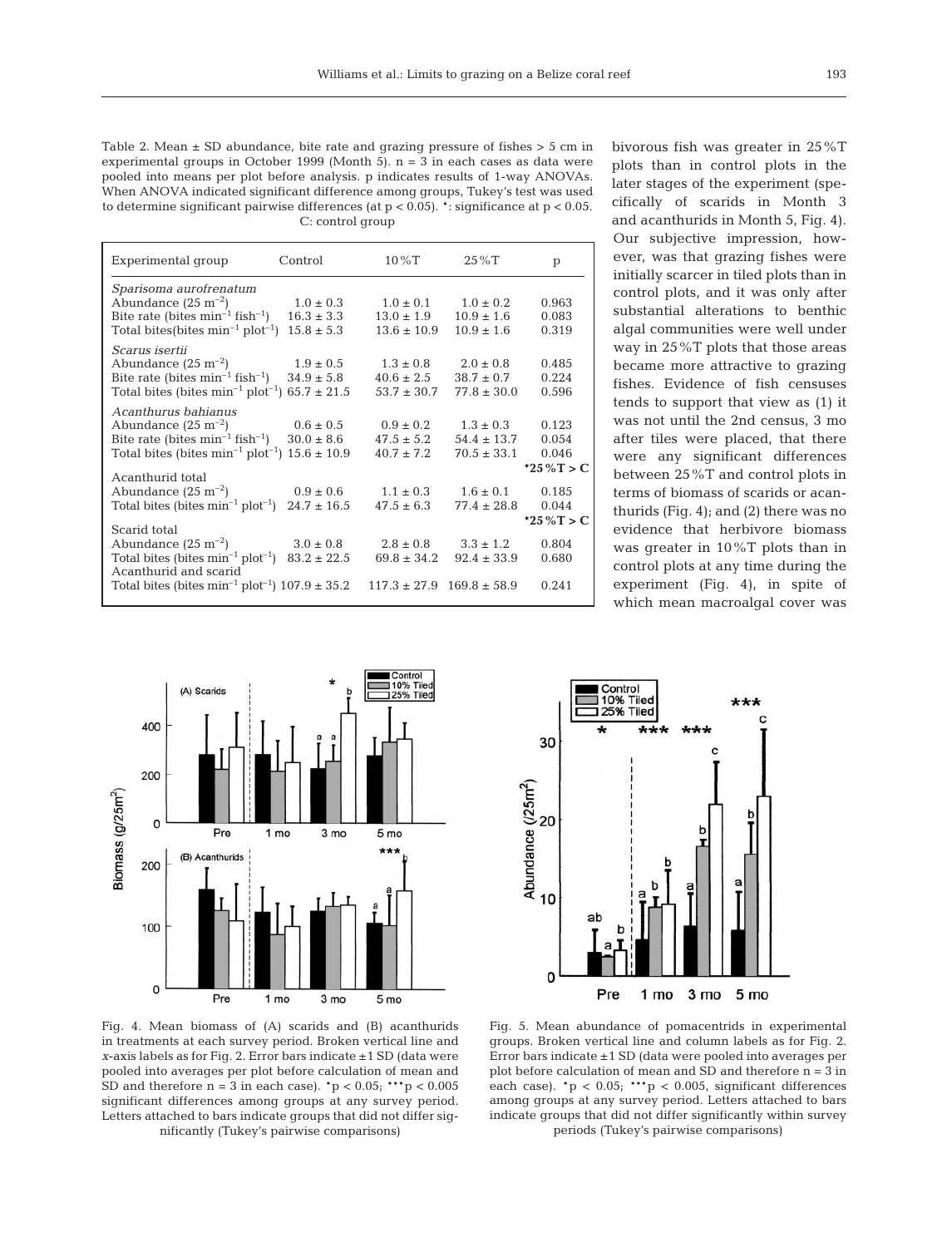Table 2. Mean ± SD abundance, bite rate and grazing pressure of fishes > 5 cm in experimental groups in October 1999 (Month 5). n = 3 in each cases as data were pooled into means per plot before analysis. p indicates results of 1-way ANOVAs. When ANOVA indicated significant difference among groups, Tukey's test was used to determine significant pairwise differences (at $p < 0.05$). *: significance at $p < 0.05$. C: control group

| Experimental group | Control | 10%T | 25%T | p |
|---|---|---|---|---|
| *Sparisoma aurofrenatum* | | | | |
| Abundance (25 $m^{-2}$) | 1.0 ± 0.3 | 1.0 ± 0.1 | 1.0 ± 0.2 | 0.963 |
| Bite rate (bites $min^{-1}$ $fish^{-1}$) | 16.3 ± 3.3 | 13.0 ± 1.9 | 10.9 ± 1.6 | 0.083 |
| Total bites(bites $min^{-1}$ $plot^{-1}$) | 15.8 ± 5.3 | 13.6 ± 10.9 | 10.9 ± 1.6 | 0.319 |
| *Scarus isertii* | | | | |
| Abundance (25 $m^{-2}$) | 1.9 ± 0.5 | 1.3 ± 0.8 | 2.0 ± 0.8 | 0.485 |
| Bite rate (bites $min^{-1}$ $fish^{-1}$) | 34.9 ± 5.8 | 40.6 ± 2.5 | 38.7 ± 0.7 | 0.224 |
| Total bites (bites $min^{-1}$ $plot^{-1}$) | 65.7 ± 21.5 | 53.7 ± 30.7 | 77.8 ± 30.0 | 0.596 |
| *Acanthurus bahianus* | | | | |
| Abundance (25 $m^{-2}$) | 0.6 ± 0.5 | 0.9 ± 0.2 | 1.3 ± 0.3 | 0.123 |
| Bite rate (bites $min^{-1}$ $fish^{-1}$) | 30.0 ± 8.6 | 47.5 ± 5.2 | 54.4 ± 13.7 | 0.054 |
| Total bites (bites $min^{-1}$ $plot^{-1}$) | 15.6 ± 10.9 | 40.7 ± 7.2 | 70.5 ± 33.1 | 0.046 *25%T > C |
| Acanthurid total | | | | |
| Abundance (25 $m^{-2}$) | 0.9 ± 0.6 | 1.1 ± 0.3 | 1.6 ± 0.1 | 0.185 |
| Total bites (bites $min^{-1}$ $plot^{-1}$) | 24.7 ± 16.5 | 47.5 ± 6.3 | 77.4 ± 28.8 | 0.044 *25%T > C |
| Scarid total | | | | |
| Abundance (25 $m^{-2}$) | 3.0 ± 0.8 | 2.8 ± 0.8 | 3.3 ± 1.2 | 0.804 |
| Total bites (bites $min^{-1}$ $plot^{-1}$) | 83.2 ± 22.5 | 69.8 ± 34.2 | 92.4 ± 33.9 | 0.680 |
| Acanthurid and scarid | | | | |
| Total bites (bites $min^{-1}$ $plot^{-1}$) | 107.9 ± 35.2 | 117.3 ± 27.9 | 169.8 ± 58.9 | 0.241 |

bivorous fish was greater in 25%T plots than in control plots in the later stages of the experiment (specifically of scarids in Month 3 and acanthurids in Month 5, Fig. 4). Our subjective impression, however, was that grazing fishes were initially scarcer in tiled plots than in control plots, and it was only after substantial alterations to benthic algal communities were well under way in 25%T plots that those areas became more attractive to grazing fishes. Evidence of fish censuses tends to support that view as (1) it was not until the 2nd census, 3 mo after tiles were placed, that there were any significant differences between 25%T and control plots in terms of biomass of scarids or acanthurids (Fig. 4); and (2) there was no evidence that herbivore biomass was greater in 10%T plots than in control plots at any time during the experiment (Fig. 4), in spite of which mean macroalgal cover was

Fig. 4. Mean biomass of (A) scarids and (B) acanthurids in treatments at each survey period. Broken vertical line and *x*-axis labels as for Fig. 2. Error bars indicate ±1 SD (data were pooled into averages per plot before calculation of mean and SD and therefore n = 3 in each case). *$p < 0.05$; ***$p < 0.005$ significant differences among groups at any survey period. Letters attached to bars indicate groups that did not differ significantly (Tukey's pairwise comparisons)

Fig. 5. Mean abundance of pomacentrids in experimental groups. Broken vertical line and column labels as for Fig. 2. Error bars indicate ±1 SD (data were pooled into averages per plot before calculation of mean and SD and therefore n = 3 in each case). *$p < 0.05$; ***$p < 0.005$, significant differences among groups at any survey period. Letters attached to bars indicate groups that did not differ significantly within survey periods (Tukey's pairwise comparisons)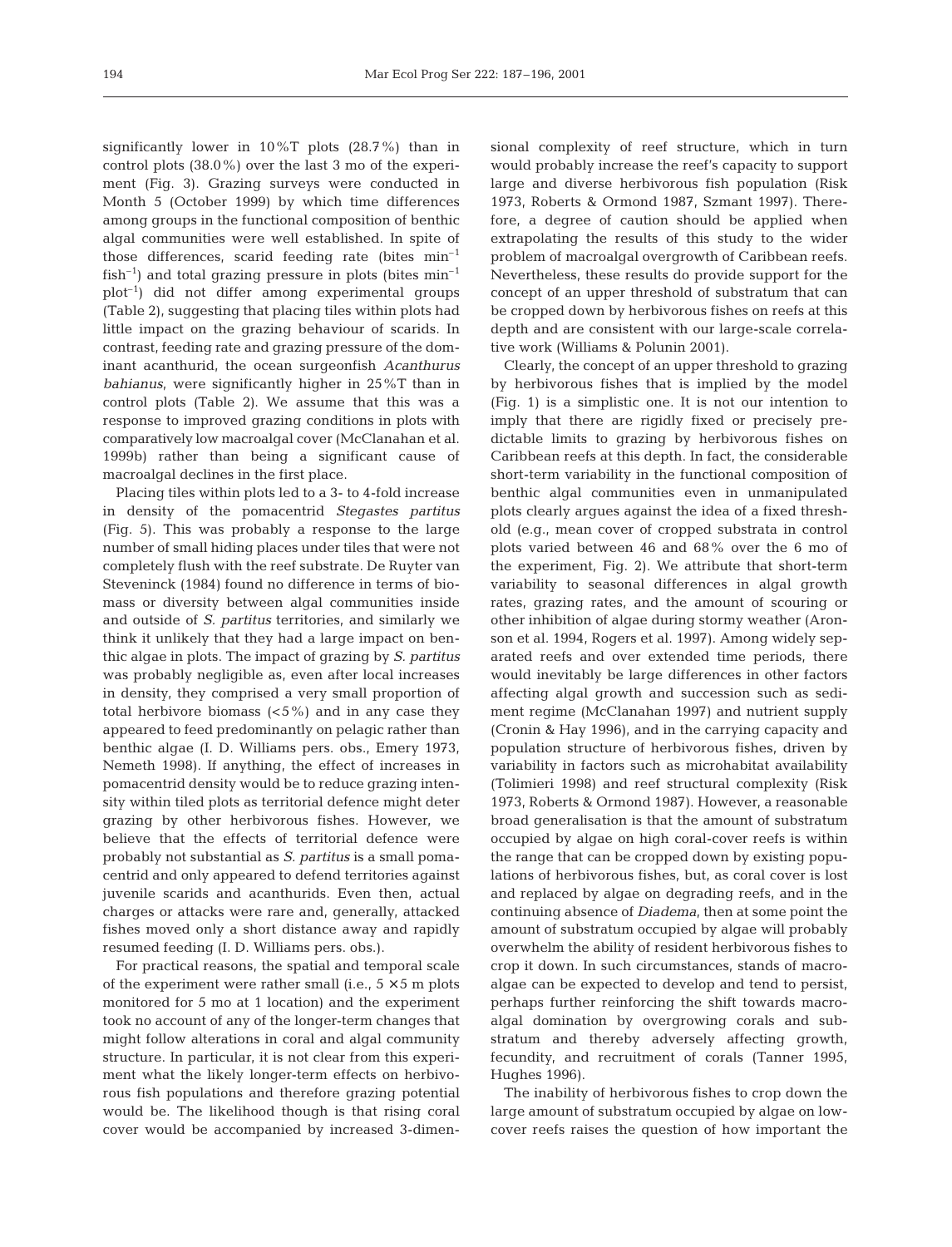significantly lower in 10%T plots (28.7%) than in control plots (38.0%) over the last 3 mo of the experiment (Fig. 3). Grazing surveys were conducted in Month 5 (October 1999) by which time differences among groups in the functional composition of benthic algal communities were well established. In spite of those differences, scarid feeding rate (bites $min^{-1}$ $fish^{-1}$) and total grazing pressure in plots (bites $min^{-1}$ $plot^{-1}$) did not differ among experimental groups (Table 2), suggesting that placing tiles within plots had little impact on the grazing behaviour of scarids. In contrast, feeding rate and grazing pressure of the dominant acanthurid, the ocean surgeonfish *Acanthurus bahianus*, were significantly higher in 25%T than in control plots (Table 2). We assume that this was a response to improved grazing conditions in plots with comparatively low macroalgal cover (McClanahan et al. 1999b) rather than being a significant cause of macroalgal declines in the first place.

Placing tiles within plots led to a 3- to 4-fold increase in density of the pomacentrid *Stegastes partitus* (Fig. 5). This was probably a response to the large number of small hiding places under tiles that were not completely flush with the reef substrate. De Ruyter van Steveninck (1984) found no difference in terms of biomass or diversity between algal communities inside and outside of *S. partitus* territories, and similarly we think it unlikely that they had a large impact on benthic algae in plots. The impact of grazing by *S. partitus* was probably negligible as, even after local increases in density, they comprised a very small proportion of total herbivore biomass (<5%) and in any case they appeared to feed predominantly on pelagic rather than benthic algae (I. D. Williams pers. obs., Emery 1973, Nemeth 1998). If anything, the effect of increases in pomacentrid density would be to reduce grazing intensity within tiled plots as territorial defence might deter grazing by other herbivorous fishes. However, we believe that the effects of territorial defence were probably not substantial as *S. partitus* is a small pomacentrid and only appeared to defend territories against juvenile scarids and acanthurids. Even then, actual charges or attacks were rare and, generally, attacked fishes moved only a short distance away and rapidly resumed feeding (I. D. Williams pers. obs.).

For practical reasons, the spatial and temporal scale of the experiment were rather small (i.e., 5 × 5 m plots monitored for 5 mo at 1 location) and the experiment took no account of any of the longer-term changes that might follow alterations in coral and algal community structure. In particular, it is not clear from this experiment what the likely longer-term effects on herbivorous fish populations and therefore grazing potential would be. The likelihood though is that rising coral cover would be accompanied by increased 3-dimensional complexity of reef structure, which in turn would probably increase the reef's capacity to support large and diverse herbivorous fish population (Risk 1973, Roberts & Ormond 1987, Szmant 1997). Therefore, a degree of caution should be applied when extrapolating the results of this study to the wider problem of macroalgal overgrowth of Caribbean reefs. Nevertheless, these results do provide support for the concept of an upper threshold of substratum that can be cropped down by herbivorous fishes on reefs at this depth and are consistent with our large-scale correlative work (Williams & Polunin 2001).

Clearly, the concept of an upper threshold to grazing by herbivorous fishes that is implied by the model (Fig. 1) is a simplistic one. It is not our intention to imply that there are rigidly fixed or precisely predictable limits to grazing by herbivorous fishes on Caribbean reefs at this depth. In fact, the considerable short-term variability in the functional composition of benthic algal communities even in unmanipulated plots clearly argues against the idea of a fixed threshold (e.g., mean cover of cropped substrata in control plots varied between 46 and 68% over the 6 mo of the experiment, Fig. 2). We attribute that short-term variability to seasonal differences in algal growth rates, grazing rates, and the amount of scouring or other inhibition of algae during stormy weather (Aronson et al. 1994, Rogers et al. 1997). Among widely separated reefs and over extended time periods, there would inevitably be large differences in other factors affecting algal growth and succession such as sediment regime (McClanahan 1997) and nutrient supply (Cronin & Hay 1996), and in the carrying capacity and population structure of herbivorous fishes, driven by variability in factors such as microhabitat availability (Tolimieri 1998) and reef structural complexity (Risk 1973, Roberts & Ormond 1987). However, a reasonable broad generalisation is that the amount of substratum occupied by algae on high coral-cover reefs is within the range that can be cropped down by existing populations of herbivorous fishes, but, as coral cover is lost and replaced by algae on degrading reefs, and in the continuing absence of *Diadema*, then at some point the amount of substratum occupied by algae will probably overwhelm the ability of resident herbivorous fishes to crop it down. In such circumstances, stands of macroalgae can be expected to develop and tend to persist, perhaps further reinforcing the shift towards macroalgal domination by overgrowing corals and substratum and thereby adversely affecting growth, fecundity, and recruitment of corals (Tanner 1995, Hughes 1996).

The inability of herbivorous fishes to crop down the large amount of substratum occupied by algae on low-cover reefs raises the question of how important the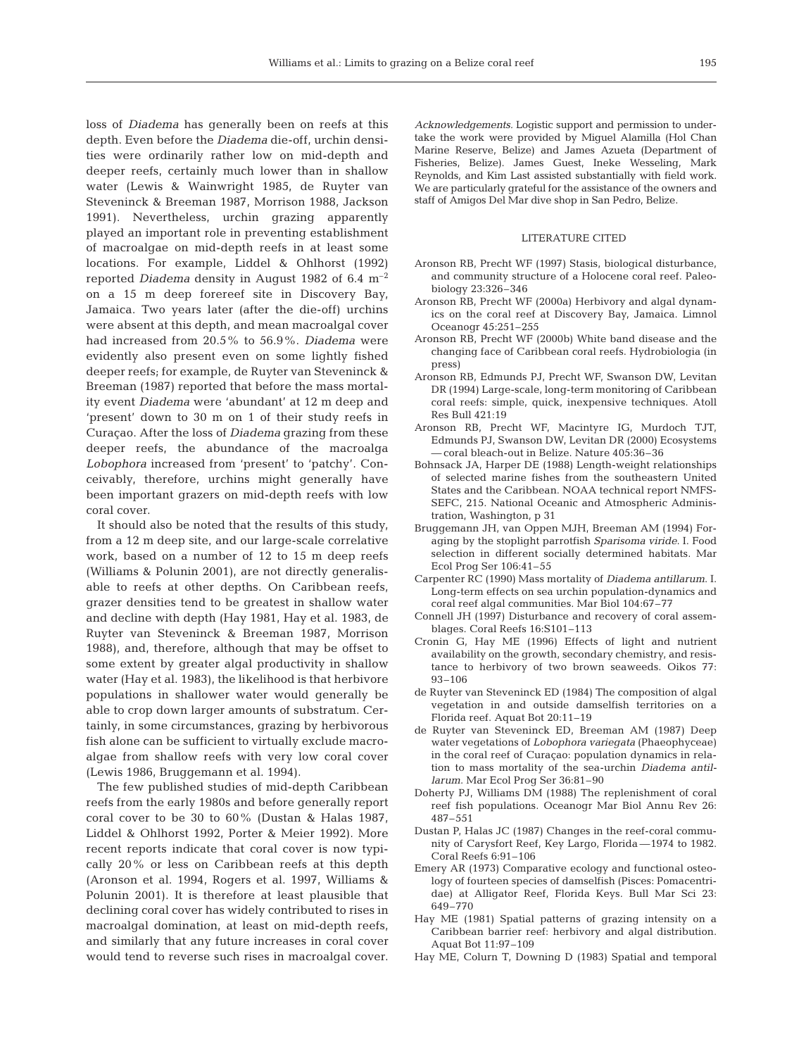loss of *Diadema* has generally been on reefs at this depth. Even before the *Diadema* die-off, urchin densities were ordinarily rather low on mid-depth and deeper reefs, certainly much lower than in shallow water (Lewis & Wainwright 1985, de Ruyter van Steveninck & Breeman 1987, Morrison 1988, Jackson 1991). Nevertheless, urchin grazing apparently played an important role in preventing establishment of macroalgae on mid-depth reefs in at least some locations. For example, Liddel & Ohlhorst (1992) reported *Diadema* density in August 1982 of 6.4 $m^{-2}$ on a 15 m deep forereef site in Discovery Bay, Jamaica. Two years later (after the die-off) urchins were absent at this depth, and mean macroalgal cover had increased from 20.5% to 56.9%. *Diadema* were evidently also present even on some lightly fished deeper reefs; for example, de Ruyter van Steveninck & Breeman (1987) reported that before the mass mortality event *Diadema* were 'abundant' at 12 m deep and 'present' down to 30 m on 1 of their study reefs in Curaçao. After the loss of *Diadema* grazing from these deeper reefs, the abundance of the macroalga *Lobophora* increased from 'present' to 'patchy'. Conceivably, therefore, urchins might generally have been important grazers on mid-depth reefs with low coral cover.

It should also be noted that the results of this study, from a 12 m deep site, and our large-scale correlative work, based on a number of 12 to 15 m deep reefs (Williams & Polunin 2001), are not directly generalisable to reefs at other depths. On Caribbean reefs, grazer densities tend to be greatest in shallow water and decline with depth (Hay 1981, Hay et al. 1983, de Ruyter van Steveninck & Breeman 1987, Morrison 1988), and, therefore, although that may be offset to some extent by greater algal productivity in shallow water (Hay et al. 1983), the likelihood is that herbivore populations in shallower water would generally be able to crop down larger amounts of substratum. Certainly, in some circumstances, grazing by herbivorous fish alone can be sufficient to virtually exclude macroalgae from shallow reefs with very low coral cover (Lewis 1986, Bruggemann et al. 1994).

The few published studies of mid-depth Caribbean reefs from the early 1980s and before generally report coral cover to be 30 to 60% (Dustan & Halas 1987, Liddel & Ohlhorst 1992, Porter & Meier 1992). More recent reports indicate that coral cover is now typically 20% or less on Caribbean reefs at this depth (Aronson et al. 1994, Rogers et al. 1997, Williams & Polunin 2001). It is therefore at least plausible that declining coral cover has widely contributed to rises in macroalgal domination, at least on mid-depth reefs, and similarly that any future increases in coral cover would tend to reverse such rises in macroalgal cover.

*Acknowledgements.* Logistic support and permission to undertake the work were provided by Miguel Alamilla (Hol Chan Marine Reserve, Belize) and James Azueta (Department of Fisheries, Belize). James Guest, Ineke Wesseling, Mark Reynolds, and Kim Last assisted substantially with field work. We are particularly grateful for the assistance of the owners and staff of Amigos Del Mar dive shop in San Pedro, Belize.

## LITERATURE CITED

Aronson RB, Precht WF (1997) Stasis, biological disturbance, and community structure of a Holocene coral reef. Paleobiology 23:326–346

Aronson RB, Precht WF (2000a) Herbivory and algal dynamics on the coral reef at Discovery Bay, Jamaica. Limnol Oceanogr 45:251–255

Aronson RB, Precht WF (2000b) White band disease and the changing face of Caribbean coral reefs. Hydrobiologia (in press)

Aronson RB, Edmunds PJ, Precht WF, Swanson DW, Levitan DR (1994) Large-scale, long-term monitoring of Caribbean coral reefs: simple, quick, inexpensive techniques. Atoll Res Bull 421:19

Aronson RB, Precht WF, Macintyre IG, Murdoch TJT, Edmunds PJ, Swanson DW, Levitan DR (2000) Ecosystems — coral bleach-out in Belize. Nature 405:36–36

Bohnsack JA, Harper DE (1988) Length-weight relationships of selected marine fishes from the southeastern United States and the Caribbean. NOAA technical report NMFS-SEFC, 215. National Oceanic and Atmospheric Administration, Washington, p 31

Bruggemann JH, van Oppen MJH, Breeman AM (1994) Foraging by the stoplight parrotfish *Sparisoma viride*. I. Food selection in different socially determined habitats. Mar Ecol Prog Ser 106:41–55

Carpenter RC (1990) Mass mortality of *Diadema antillarum*. I. Long-term effects on sea urchin population-dynamics and coral reef algal communities. Mar Biol 104:67–77

Connell JH (1997) Disturbance and recovery of coral assemblages. Coral Reefs 16:S101–113

Cronin G, Hay ME (1996) Effects of light and nutrient availability on the growth, secondary chemistry, and resistance to herbivory of two brown seaweeds. Oikos 77: 93–106

de Ruyter van Steveninck ED (1984) The composition of algal vegetation in and outside damselfish territories on a Florida reef. Aquat Bot 20:11–19

de Ruyter van Steveninck ED, Breeman AM (1987) Deep water vegetations of *Lobophora variegata* (Phaeophyceae) in the coral reef of Curaçao: population dynamics in relation to mass mortality of the sea-urchin *Diadema antillarum*. Mar Ecol Prog Ser 36:81–90

Doherty PJ, Williams DM (1988) The replenishment of coral reef fish populations. Oceanogr Mar Biol Annu Rev 26: 487–551

Dustan P, Halas JC (1987) Changes in the reef-coral community of Carysfort Reef, Key Largo, Florida — 1974 to 1982. Coral Reefs 6:91–106

Emery AR (1973) Comparative ecology and functional osteology of fourteen species of damselfish (Pisces: Pomacentridae) at Alligator Reef, Florida Keys. Bull Mar Sci 23: 649–770

Hay ME (1981) Spatial patterns of grazing intensity on a Caribbean barrier reef: herbivory and algal distribution. Aquat Bot 11:97–109

Hay ME, Colurn T, Downing D (1983) Spatial and temporal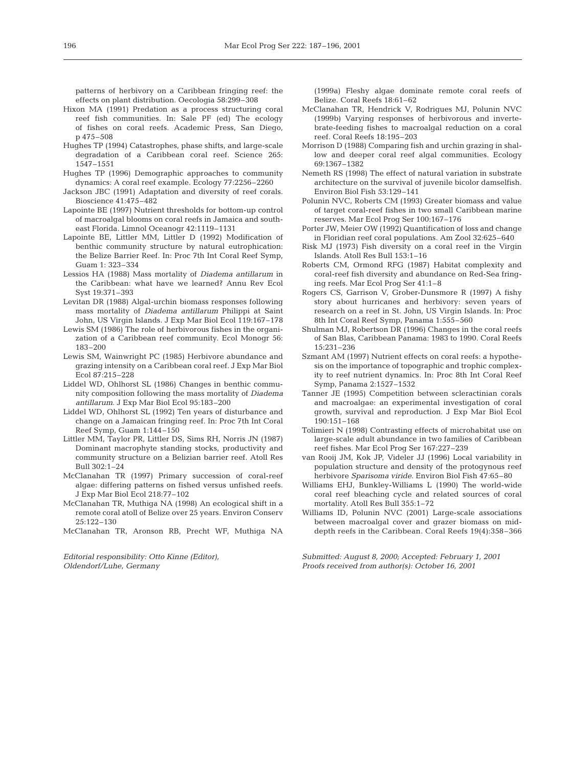patterns of herbivory on a Caribbean fringing reef: the effects on plant distribution. Oecologia 58:299–308

Hixon MA (1991) Predation as a process structuring coral reef fish communities. In: Sale PF (ed) The ecology of fishes on coral reefs. Academic Press, San Diego, p 475–508

Hughes TP (1994) Catastrophes, phase shifts, and large-scale degradation of a Caribbean coral reef. Science 265: 1547–1551

Hughes TP (1996) Demographic approaches to community dynamics: A coral reef example. Ecology 77:2256–2260

Jackson JBC (1991) Adaptation and diversity of reef corals. Bioscience 41:475–482

Lapointe BE (1997) Nutrient thresholds for bottom-up control of macroalgal blooms on coral reefs in Jamaica and southeast Florida. Limnol Oceanogr 42:1119–1131

Lapointe BE, Littler MM, Littler D (1992) Modification of benthic community structure by natural eutrophication: the Belize Barrier Reef. In: Proc 7th Int Coral Reef Symp, Guam 1: 323–334

Lessios HA (1988) Mass mortality of *Diadema antillarum* in the Caribbean: what have we learned? Annu Rev Ecol Syst 19:371–393

Levitan DR (1988) Algal-urchin biomass responses following mass mortality of *Diadema antillarum* Philippi at Saint John, US Virgin Islands. J Exp Mar Biol Ecol 119:167–178

Lewis SM (1986) The role of herbivorous fishes in the organization of a Caribbean reef community. Ecol Monogr 56: 183–200

Lewis SM, Wainwright PC (1985) Herbivore abundance and grazing intensity on a Caribbean coral reef. J Exp Mar Biol Ecol 87:215–228

Liddel WD, Ohlhorst SL (1986) Changes in benthic community composition following the mass mortality of *Diadema antillarum*. J Exp Mar Biol Ecol 95:183–200

Liddel WD, Ohlhorst SL (1992) Ten years of disturbance and change on a Jamaican fringing reef. In: Proc 7th Int Coral Reef Symp, Guam 1:144–150

Littler MM, Taylor PR, Littler DS, Sims RH, Norris JN (1987) Dominant macrophyte standing stocks, productivity and community structure on a Belizian barrier reef. Atoll Res Bull 302:1–24

McClanahan TR (1997) Primary succession of coral-reef algae: differing patterns on fished versus unfished reefs. J Exp Mar Biol Ecol 218:77–102

McClanahan TR, Muthiga NA (1998) An ecological shift in a remote coral atoll of Belize over 25 years. Environ Conserv 25:122–130

McClanahan TR, Aronson RB, Precht WF, Muthiga NA (1999a) Fleshy algae dominate remote coral reefs of Belize. Coral Reefs 18:61–62

McClanahan TR, Hendrick V, Rodrigues MJ, Polunin NVC (1999b) Varying responses of herbivorous and invertebrate-feeding fishes to macroalgal reduction on a coral reef. Coral Reefs 18:195–203

Morrison D (1988) Comparing fish and urchin grazing in shallow and deeper coral reef algal communities. Ecology 69:1367–1382

Nemeth RS (1998) The effect of natural variation in substrate architecture on the survival of juvenile bicolor damselfish. Environ Biol Fish 53:129–141

Polunin NVC, Roberts CM (1993) Greater biomass and value of target coral-reef fishes in two small Caribbean marine reserves. Mar Ecol Prog Ser 100:167–176

Porter JW, Meier OW (1992) Quantification of loss and change in Floridian reef coral populations. Am Zool 32:625–640

Risk MJ (1973) Fish diversity on a coral reef in the Virgin Islands. Atoll Res Bull 153:1–16

Roberts CM, Ormond RFG (1987) Habitat complexity and coral-reef fish diversity and abundance on Red-Sea fringing reefs. Mar Ecol Prog Ser 41:1–8

Rogers CS, Garrison V, Grober-Dunsmore R (1997) A fishy story about hurricanes and herbivory: seven years of research on a reef in St. John, US Virgin Islands. In: Proc 8th Int Coral Reef Symp, Panama 1:555–560

Shulman MJ, Robertson DR (1996) Changes in the coral reefs of San Blas, Caribbean Panama: 1983 to 1990. Coral Reefs 15:231–236

Szmant AM (1997) Nutrient effects on coral reefs: a hypothesis on the importance of topographic and trophic complexity to reef nutrient dynamics. In: Proc 8th Int Coral Reef Symp, Panama 2:1527–1532

Tanner JE (1995) Competition between scleractinian corals and macroalgae: an experimental investigation of coral growth, survival and reproduction. J Exp Mar Biol Ecol 190:151–168

Tolimieri N (1998) Contrasting effects of microhabitat use on large-scale adult abundance in two families of Caribbean reef fishes. Mar Ecol Prog Ser 167:227–239

van Rooij JM, Kok JP, Videler JJ (1996) Local variability in population structure and density of the protogynous reef herbivore *Sparisoma viride*. Environ Biol Fish 47:65–80

Williams EHJ, Bunkley-Williams L (1990) The world-wide coral reef bleaching cycle and related sources of coral mortality. Atoll Res Bull 355:1–72

Williams ID, Polunin NVC (2001) Large-scale associations between macroalgal cover and grazer biomass on mid-depth reefs in the Caribbean. Coral Reefs 19(4):358–366

*Editorial responsibility: Otto Kinne (Editor), Oldendorf/Luhe, Germany*

*Submitted: August 8, 2000; Accepted: February 1, 2001*
*Proofs received from author(s): October 16, 2001*